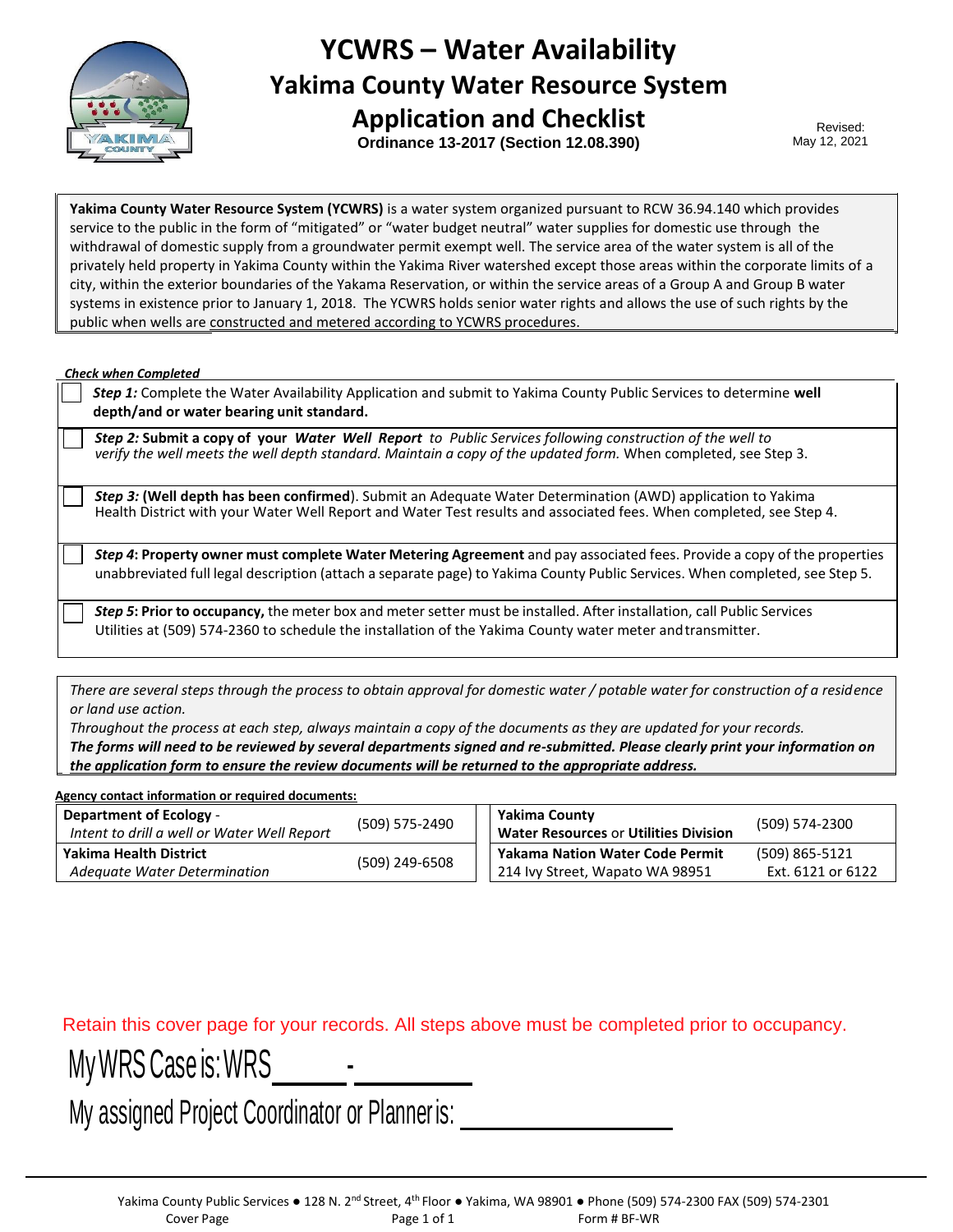# YCWRS – Water Availability

## Yakima County Water Resource System

## Application and Checklist

**Ordinance 13-2017 (Section 12.08.390)**

Revised: May 12, 2021

**Yakima County Water Resource System (YCWRS)** is a water system organized pursuant to RCW 36.94.140 which provides service to the public in the form of "mitigated" or "water budget neutral" water supplies for domestic use through the withdrawal of domestic supply from a groundwater permit exempt well. The service area of the water system is all of the privately held property in Yakima County within the Yakima River watershed except those areas within the corporate limits of a city, within the exterior boundaries of the Yakama Reservation, or within the service areas of a Group A and Group B water systems in existence prior to January 1, 2018. The YCWRS holds senior water rights and allows the use of such rights by the public when wells are constructed and metered according to YCWRS procedures.

***Check when Completed***

- ☐ ***Step 1:*** Complete the Water Availability Application and submit to Yakima County Public Services to determine **well depth/and or water bearing unit standard.**
- ☐ ***Step 2:*** **Submit a copy of your** ***Water Well Report*** *to Public Services following construction of the well to verify the well meets the well depth standard. Maintain a copy of the updated form.* When completed, see Step 3.
- ☐ ***Step 3:*** **(Well depth has been confirmed**). Submit an Adequate Water Determination (AWD) application to Yakima Health District with your Water Well Report and Water Test results and associated fees. When completed, see Step 4.
- ☐ ***Step 4*: Property owner must complete Water Metering Agreement** and pay associated fees. Provide a copy of the properties unabbreviated full legal description (attach a separate page) to Yakima County Public Services. When completed, see Step 5.
- ☐ ***Step 5*: Prior to occupancy,** the meter box and meter setter must be installed. After installation, call Public Services Utilities at (509) 574-2360 to schedule the installation of the Yakima County water meter and transmitter.

*There are several steps through the process to obtain approval for domestic water / potable water for construction of a residence or land use action.*

*Throughout the process at each step, always maintain a copy of the documents as they are updated for your records.*

***The forms will need to be reviewed by several departments signed and re-submitted. Please clearly print your information on the application form to ensure the review documents will be returned to the appropriate address.***

**Agency contact information or required documents:**

| Agency | Phone | Agency | Phone |
|---|---|---|---|
| **Department of Ecology** - *Intent to drill a well or Water Well Report* | (509) 575-2490 | **Yakima County Water Resources** or **Utilities Division** | (509) 574-2300 |
| **Yakima Health District** *Adequate Water Determination* | (509) 249-6508 | **Yakama Nation Water Code Permit** 214 Ivy Street, Wapato WA 98951 | (509) 865-5121 Ext. 6121 or 6122 |

Retain this cover page for your records. All steps above must be completed prior to occupancy.

My WRS Case is: WRS _____ - ________

My assigned Project Coordinator or Planner is: ________________

Yakima County Public Services ● 128 N. 2nd Street, 4th Floor ● Yakima, WA 98901 ● Phone (509) 574-2300 FAX (509) 574-2301

Cover Page — Form # BF-WR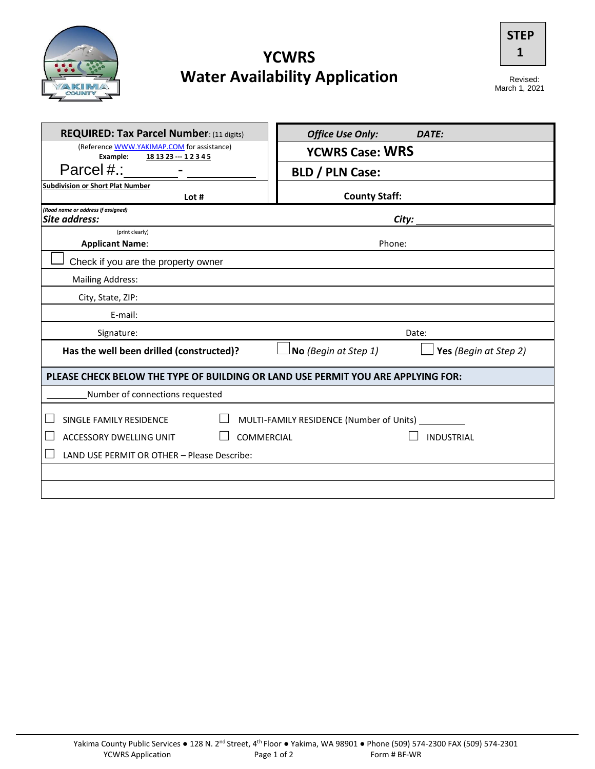# YCWRS Water Availability Application

**STEP 1**

Revised: March 1, 2021

| **REQUIRED: Tax Parcel Number**: (11 digits) | *Office Use Only:* *DATE:* |
|---|---|
| (Reference WWW.YAKIMAP.COM for assistance) **Example:** 18 13 23 --- 1 2 3 4 5 | **YCWRS Case: WRS** |
| Parcel #.: ________ - ___________ | **BLD / PLN Case:** |
| **Subdivision or Short Plat Number** **Lot #** | **County Staff:** |

*(Road name or address if assigned)*
***Site address:*** ***City:*** ____________________

(print clearly)
**Applicant Name**: Phone:

☐ Check if you are the property owner

Mailing Address:

City, State, ZIP:

E-mail:

Signature: Date:

**Has the well been drilled (constructed)?** ☐ **No** *(Begin at Step 1)* ☐ **Yes** *(Begin at Step 2)*

**PLEASE CHECK BELOW THE TYPE OF BUILDING OR LAND USE PERMIT YOU ARE APPLYING FOR:**

________Number of connections requested

☐ SINGLE FAMILY RESIDENCE ☐ MULTI-FAMILY RESIDENCE (Number of Units) __________

☐ ACCESSORY DWELLING UNIT ☐ COMMERCIAL ☐ INDUSTRIAL

☐ LAND USE PERMIT OR OTHER – Please Describe:

Yakima County Public Services ● 128 N. 2nd Street, 4th Floor ● Yakima, WA 98901 ● Phone (509) 574-2300 FAX (509) 574-2301

YCWRS Application Form # BF-WR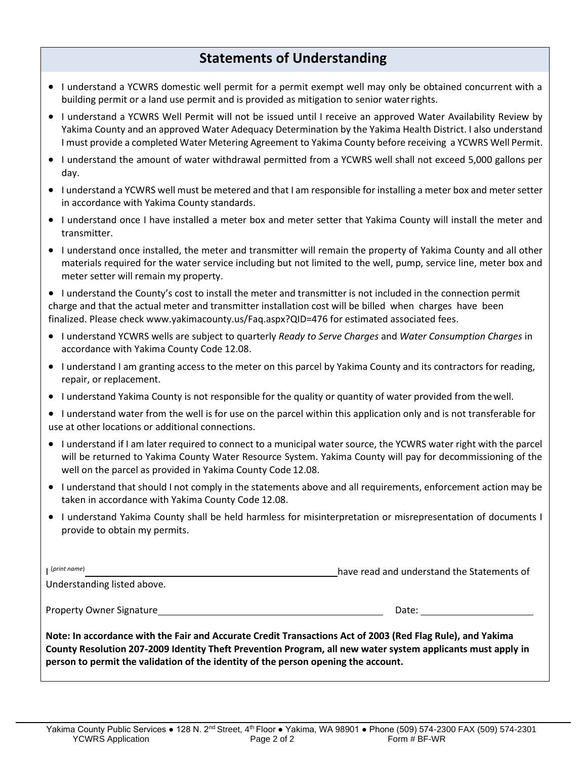## Statements of Understanding

- I understand a YCWRS domestic well permit for a permit exempt well may only be obtained concurrent with a building permit or a land use permit and is provided as mitigation to senior water rights.
- I understand a YCWRS Well Permit will not be issued until I receive an approved Water Availability Review by Yakima County and an approved Water Adequacy Determination by the Yakima Health District. I also understand I must provide a completed Water Metering Agreement to Yakima County before receiving a YCWRS Well Permit.
- I understand the amount of water withdrawal permitted from a YCWRS well shall not exceed 5,000 gallons per day.
- I understand a YCWRS well must be metered and that I am responsible for installing a meter box and meter setter in accordance with Yakima County standards.
- I understand once I have installed a meter box and meter setter that Yakima County will install the meter and transmitter.
- I understand once installed, the meter and transmitter will remain the property of Yakima County and all other materials required for the water service including but not limited to the well, pump, service line, meter box and meter setter will remain my property.
- I understand the County's cost to install the meter and transmitter is not included in the connection permit charge and that the actual meter and transmitter installation cost will be billed when charges have been finalized. Please check www.yakimacounty.us/Faq.aspx?QID=476 for estimated associated fees.
- I understand YCWRS wells are subject to quarterly *Ready to Serve Charges* and *Water Consumption Charges* in accordance with Yakima County Code 12.08.
- I understand I am granting access to the meter on this parcel by Yakima County and its contractors for reading, repair, or replacement.
- I understand Yakima County is not responsible for the quality or quantity of water provided from the well.
- I understand water from the well is for use on the parcel within this application only and is not transferable for use at other locations or additional connections.
- I understand if I am later required to connect to a municipal water source, the YCWRS water right with the parcel will be returned to Yakima County Water Resource System. Yakima County will pay for decommissioning of the well on the parcel as provided in Yakima County Code 12.08.
- I understand that should I not comply in the statements above and all requirements, enforcement action may be taken in accordance with Yakima County Code 12.08.
- I understand Yakima County shall be held harmless for misinterpretation or misrepresentation of documents I provide to obtain my permits.

I *(print name)* ______________________________ have read and understand the Statements of Understanding listed above.

Property Owner Signature ______________________________ Date: ______________

**Note: In accordance with the Fair and Accurate Credit Transactions Act of 2003 (Red Flag Rule), and Yakima County Resolution 207-2009 Identity Theft Prevention Program, all new water system applicants must apply in person to permit the validation of the identity of the person opening the account.**

Yakima County Public Services ● 128 N. 2nd Street, 4th Floor ● Yakima, WA 98901 ● Phone (509) 574-2300 FAX (509) 574-2301
YCWRS Application Form # BF-WR